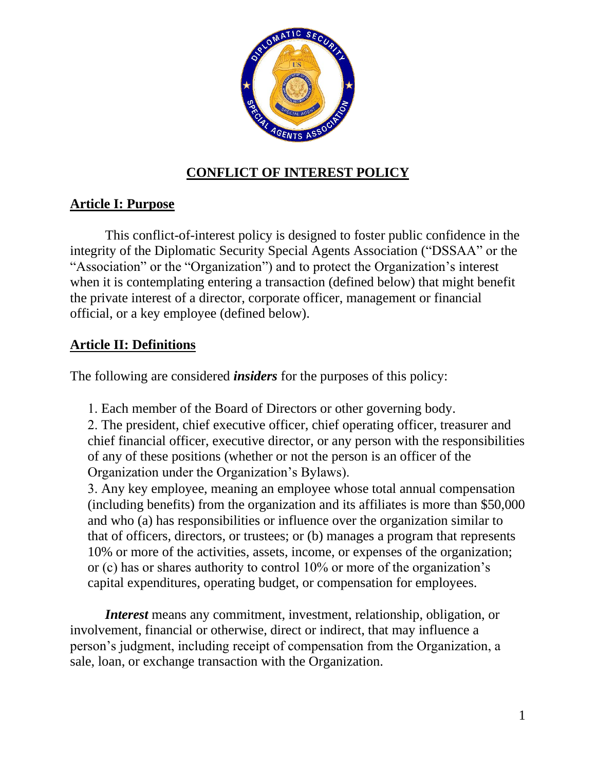# CONFLICT OF INTEREST POLICY

## Article I: Purpose

This conflict-of-interest policy is designed to foster public confidence in the integrity of the Diplomatic Security Special Agents Association ("DSSAA" or the "Association" or the "Organization") and to protect the Organization's interest when it is contemplating entering a transaction (defined below) that might benefit the private interest of a director, corporate officer, management or financial official, or a key employee (defined below).

## Article II: Definitions

The following are considered ***insiders*** for the purposes of this policy:

1. Each member of the Board of Directors or other governing body.
2. The president, chief executive officer, chief operating officer, treasurer and chief financial officer, executive director, or any person with the responsibilities of any of these positions (whether or not the person is an officer of the Organization under the Organization's Bylaws).
3. Any key employee, meaning an employee whose total annual compensation (including benefits) from the organization and its affiliates is more than $50,000 and who (a) has responsibilities or influence over the organization similar to that of officers, directors, or trustees; or (b) manages a program that represents 10% or more of the activities, assets, income, or expenses of the organization; or (c) has or shares authority to control 10% or more of the organization's capital expenditures, operating budget, or compensation for employees.

***Interest*** means any commitment, investment, relationship, obligation, or involvement, financial or otherwise, direct or indirect, that may influence a person's judgment, including receipt of compensation from the Organization, a sale, loan, or exchange transaction with the Organization.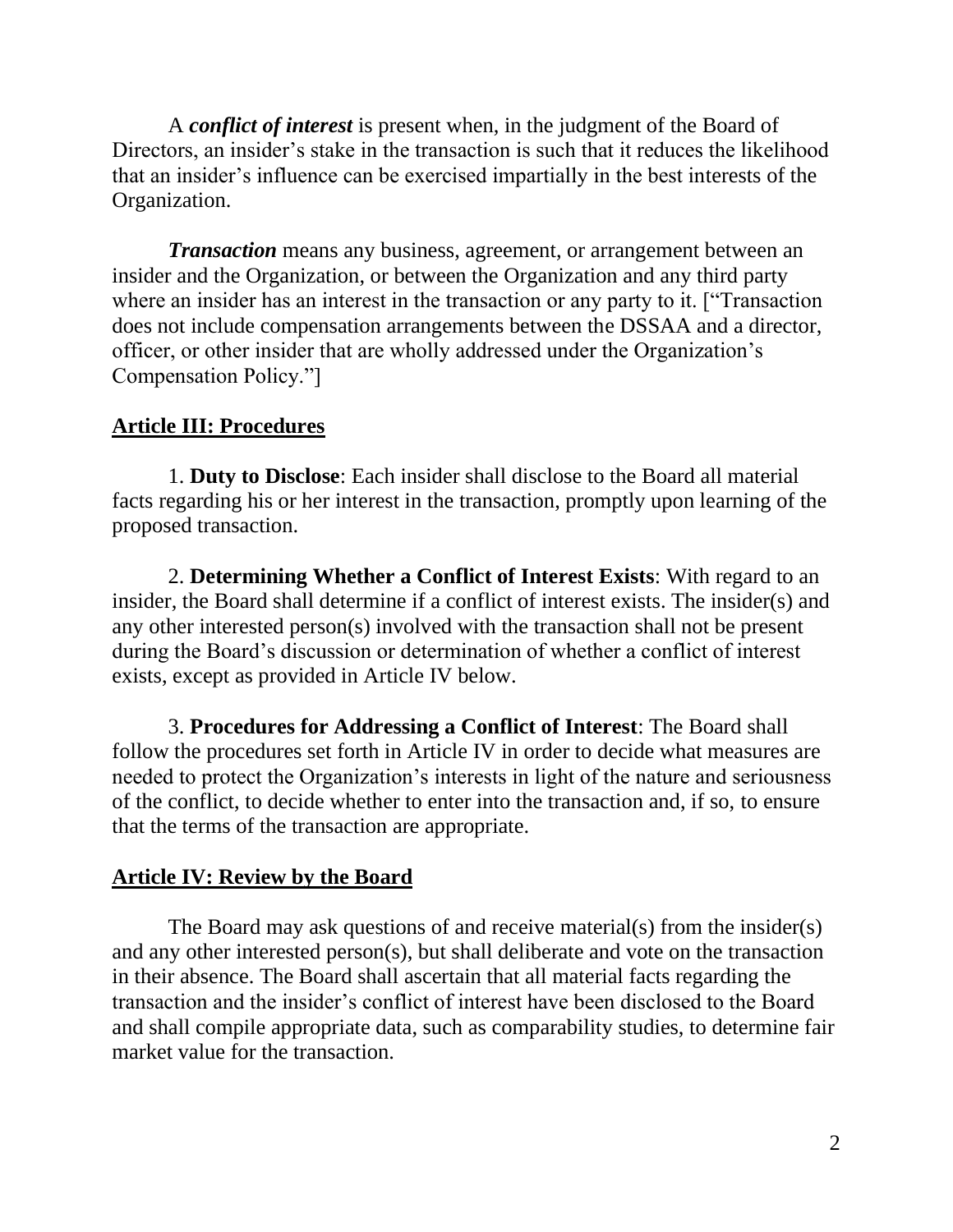A ***conflict of interest*** is present when, in the judgment of the Board of Directors, an insider's stake in the transaction is such that it reduces the likelihood that an insider's influence can be exercised impartially in the best interests of the Organization.

***Transaction*** means any business, agreement, or arrangement between an insider and the Organization, or between the Organization and any third party where an insider has an interest in the transaction or any party to it. ["Transaction does not include compensation arrangements between the DSSAA and a director, officer, or other insider that are wholly addressed under the Organization's Compensation Policy."]

## Article III: Procedures

1. **Duty to Disclose**: Each insider shall disclose to the Board all material facts regarding his or her interest in the transaction, promptly upon learning of the proposed transaction.

2. **Determining Whether a Conflict of Interest Exists**: With regard to an insider, the Board shall determine if a conflict of interest exists. The insider(s) and any other interested person(s) involved with the transaction shall not be present during the Board's discussion or determination of whether a conflict of interest exists, except as provided in Article IV below.

3. **Procedures for Addressing a Conflict of Interest**: The Board shall follow the procedures set forth in Article IV in order to decide what measures are needed to protect the Organization's interests in light of the nature and seriousness of the conflict, to decide whether to enter into the transaction and, if so, to ensure that the terms of the transaction are appropriate.

## Article IV: Review by the Board

The Board may ask questions of and receive material(s) from the insider(s) and any other interested person(s), but shall deliberate and vote on the transaction in their absence. The Board shall ascertain that all material facts regarding the transaction and the insider's conflict of interest have been disclosed to the Board and shall compile appropriate data, such as comparability studies, to determine fair market value for the transaction.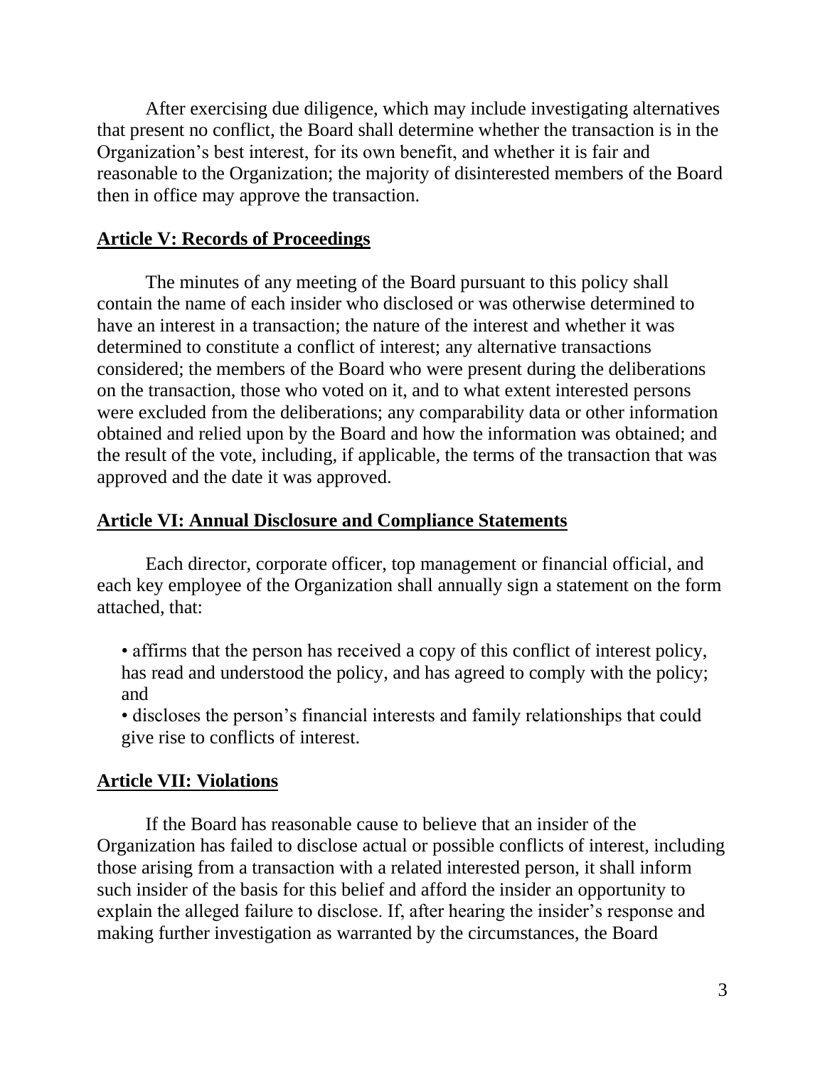After exercising due diligence, which may include investigating alternatives that present no conflict, the Board shall determine whether the transaction is in the Organization's best interest, for its own benefit, and whether it is fair and reasonable to the Organization; the majority of disinterested members of the Board then in office may approve the transaction.

## Article V: Records of Proceedings

The minutes of any meeting of the Board pursuant to this policy shall contain the name of each insider who disclosed or was otherwise determined to have an interest in a transaction; the nature of the interest and whether it was determined to constitute a conflict of interest; any alternative transactions considered; the members of the Board who were present during the deliberations on the transaction, those who voted on it, and to what extent interested persons were excluded from the deliberations; any comparability data or other information obtained and relied upon by the Board and how the information was obtained; and the result of the vote, including, if applicable, the terms of the transaction that was approved and the date it was approved.

## Article VI: Annual Disclosure and Compliance Statements

Each director, corporate officer, top management or financial official, and each key employee of the Organization shall annually sign a statement on the form attached, that:

- affirms that the person has received a copy of this conflict of interest policy, has read and understood the policy, and has agreed to comply with the policy; and
- discloses the person's financial interests and family relationships that could give rise to conflicts of interest.

## Article VII: Violations

If the Board has reasonable cause to believe that an insider of the Organization has failed to disclose actual or possible conflicts of interest, including those arising from a transaction with a related interested person, it shall inform such insider of the basis for this belief and afford the insider an opportunity to explain the alleged failure to disclose. If, after hearing the insider's response and making further investigation as warranted by the circumstances, the Board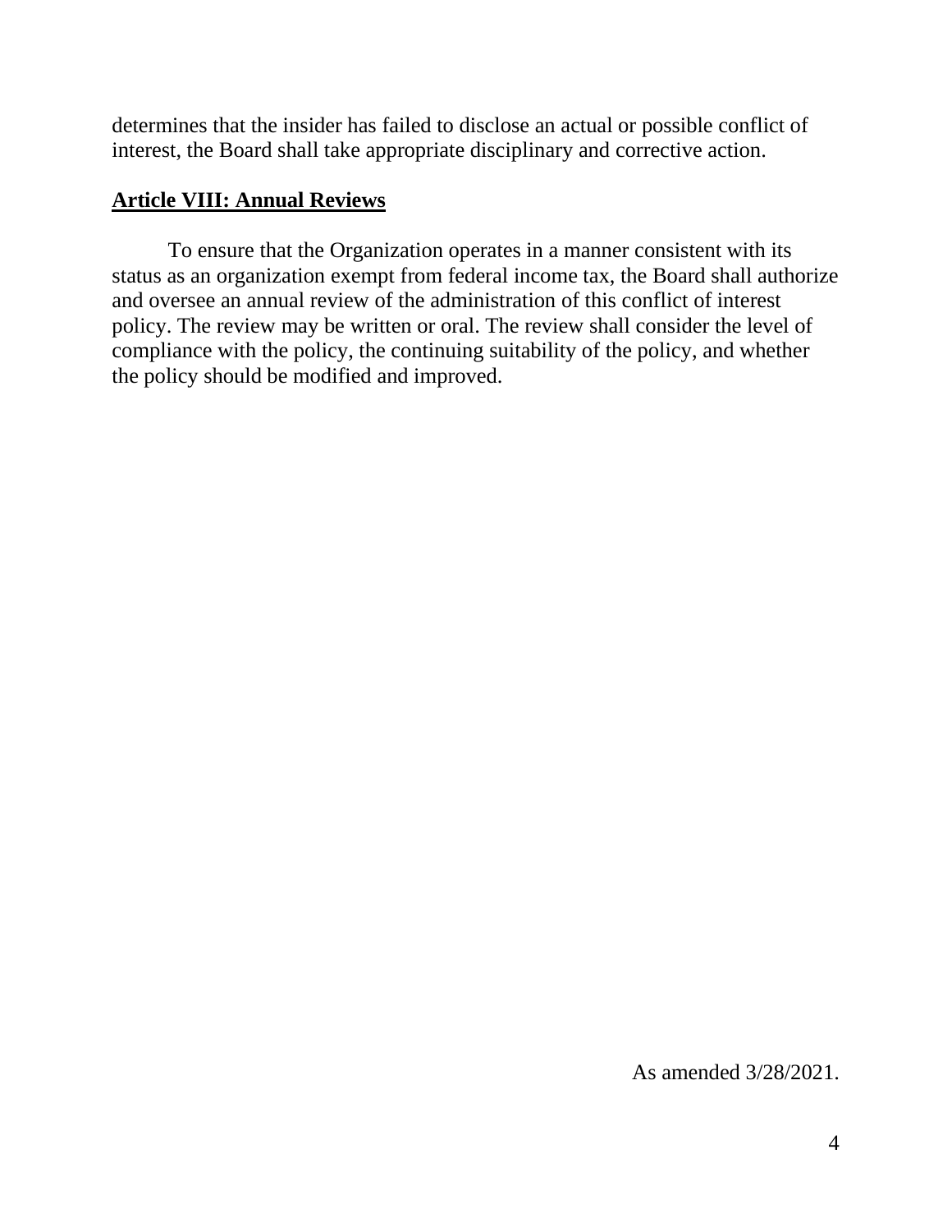determines that the insider has failed to disclose an actual or possible conflict of interest, the Board shall take appropriate disciplinary and corrective action.

## **Article VIII: Annual Reviews**

To ensure that the Organization operates in a manner consistent with its status as an organization exempt from federal income tax, the Board shall authorize and oversee an annual review of the administration of this conflict of interest policy. The review may be written or oral. The review shall consider the level of compliance with the policy, the continuing suitability of the policy, and whether the policy should be modified and improved.

As amended 3/28/2021.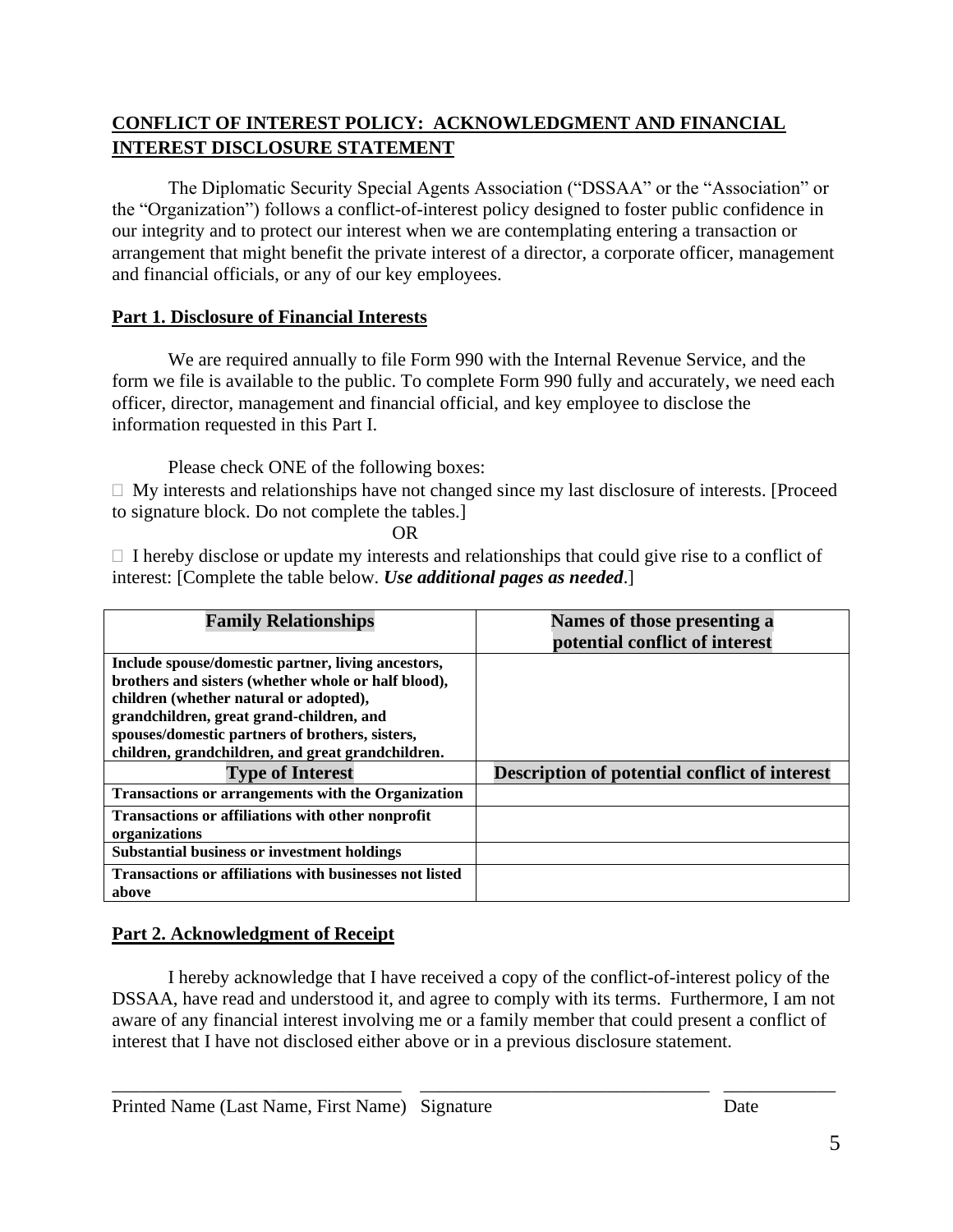**CONFLICT OF INTEREST POLICY: ACKNOWLEDGMENT AND FINANCIAL INTEREST DISCLOSURE STATEMENT**

The Diplomatic Security Special Agents Association ("DSSAA" or the "Association" or the "Organization") follows a conflict-of-interest policy designed to foster public confidence in our integrity and to protect our interest when we are contemplating entering a transaction or arrangement that might benefit the private interest of a director, a corporate officer, management and financial officials, or any of our key employees.

**Part 1. Disclosure of Financial Interests**

We are required annually to file Form 990 with the Internal Revenue Service, and the form we file is available to the public. To complete Form 990 fully and accurately, we need each officer, director, management and financial official, and key employee to disclose the information requested in this Part I.

Please check ONE of the following boxes:

☐ My interests and relationships have not changed since my last disclosure of interests. [Proceed to signature block. Do not complete the tables.]

OR

☐ I hereby disclose or update my interests and relationships that could give rise to a conflict of interest: [Complete the table below. ***Use additional pages as needed***.]

| **Family Relationships** | **Names of those presenting a potential conflict of interest** |
|---|---|
| **Include spouse/domestic partner, living ancestors, brothers and sisters (whether whole or half blood), children (whether natural or adopted), grandchildren, great grand-children, and spouses/domestic partners of brothers, sisters, children, grandchildren, and great grandchildren.** | |
| **Type of Interest** | **Description of potential conflict of interest** |
| **Transactions or arrangements with the Organization** | |
| **Transactions or affiliations with other nonprofit organizations** | |
| **Substantial business or investment holdings** | |
| **Transactions or affiliations with businesses not listed above** | |

**Part 2. Acknowledgment of Receipt**

I hereby acknowledge that I have received a copy of the conflict-of-interest policy of the DSSAA, have read and understood it, and agree to comply with its terms. Furthermore, I am not aware of any financial interest involving me or a family member that could present a conflict of interest that I have not disclosed either above or in a previous disclosure statement.

_______________________________ _______________________________ ____________

Printed Name (Last Name, First Name) Signature Date